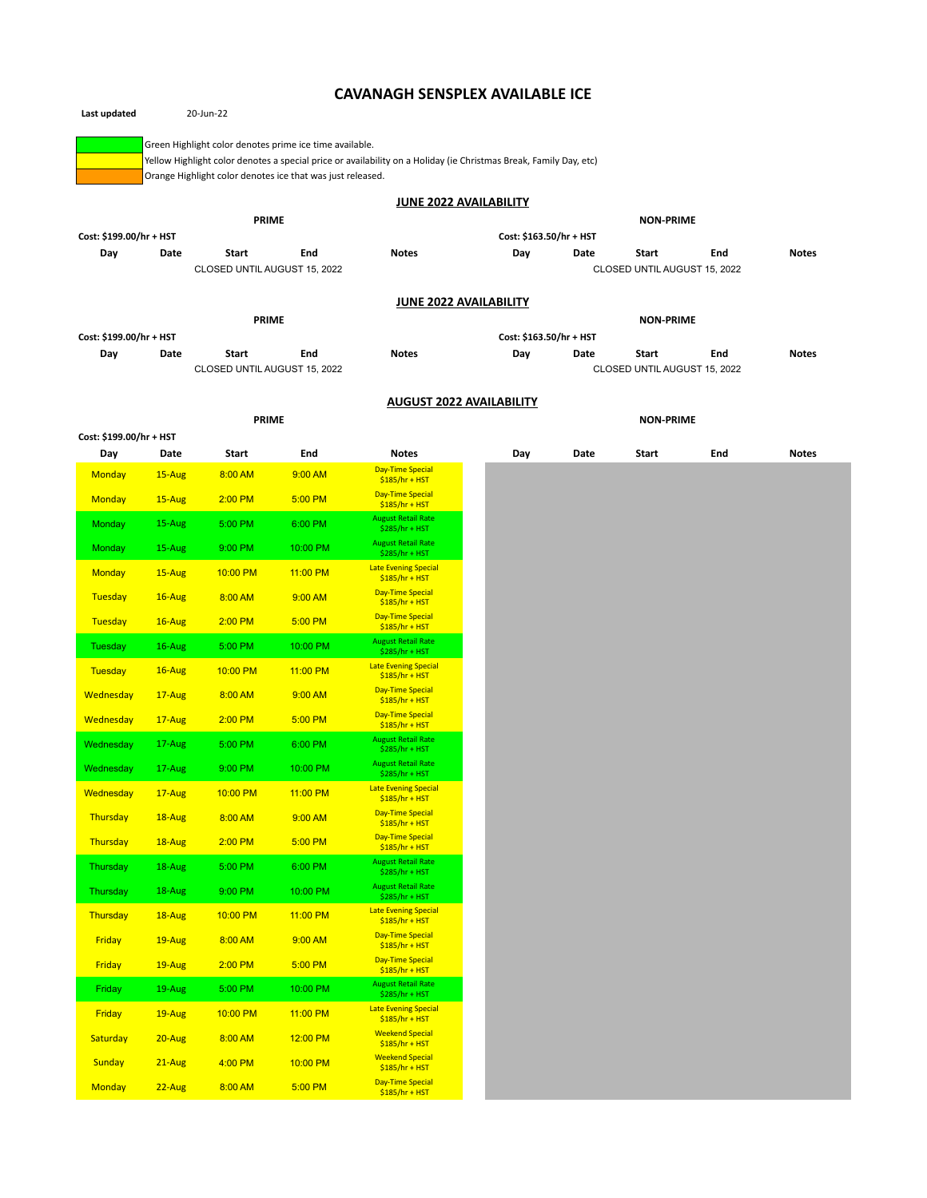# CAVANAGH SENSPLEX AVAILABLE ICE

**Last updated** 20-Jun-22

| Legend | |
|---|---|
| Green | Green Highlight color denotes prime ice time available. |
| Yellow | Yellow Highlight color denotes a special price or availability on a Holiday (ie Christmas Break, Family Day, etc) |
| Orange | Orange Highlight color denotes ice that was just released. |

## JUNE 2022 AVAILABILITY

| PRIME | | | | | NON-PRIME | | | | |
|---|---|---|---|---|---|---|---|---|---|
| Cost: $199.00/hr + HST | | | | | Cost: $163.50/hr + HST | | | | |
| **Day** | **Date** | **Start** | **End** | **Notes** | **Day** | **Date** | **Start** | **End** | **Notes** |
| | | CLOSED UNTIL AUGUST 15, 2022 | | | | | CLOSED UNTIL AUGUST 15, 2022 | | |

## JUNE 2022 AVAILABILITY

| PRIME | | | | | NON-PRIME | | | | |
|---|---|---|---|---|---|---|---|---|---|
| Cost: $199.00/hr + HST | | | | | Cost: $163.50/hr + HST | | | | |
| **Day** | **Date** | **Start** | **End** | **Notes** | **Day** | **Date** | **Start** | **End** | **Notes** |
| | | CLOSED UNTIL AUGUST 15, 2022 | | | | | CLOSED UNTIL AUGUST 15, 2022 | | |

## AUGUST 2022 AVAILABILITY

| PRIME | | | | | NON-PRIME | | | | |
|---|---|---|---|---|---|---|---|---|---|
| Cost: $199.00/hr + HST | | | | | | | | | |
| **Day** | **Date** | **Start** | **End** | **Notes** | **Day** | **Date** | **Start** | **End** | **Notes** |
| Monday | 15-Aug | 8:00 AM | 9:00 AM | Day-Time Special $185/hr + HST | | | | | |
| Monday | 15-Aug | 2:00 PM | 5:00 PM | Day-Time Special $185/hr + HST | | | | | |
| Monday | 15-Aug | 5:00 PM | 6:00 PM | August Retail Rate $285/hr + HST | | | | | |
| Monday | 15-Aug | 9:00 PM | 10:00 PM | August Retail Rate $285/hr + HST | | | | | |
| Monday | 15-Aug | 10:00 PM | 11:00 PM | Late Evening Special $185/hr + HST | | | | | |
| Tuesday | 16-Aug | 8:00 AM | 9:00 AM | Day-Time Special $185/hr + HST | | | | | |
| Tuesday | 16-Aug | 2:00 PM | 5:00 PM | Day-Time Special $185/hr + HST | | | | | |
| Tuesday | 16-Aug | 5:00 PM | 10:00 PM | August Retail Rate $285/hr + HST | | | | | |
| Tuesday | 16-Aug | 10:00 PM | 11:00 PM | Late Evening Special $185/hr + HST | | | | | |
| Wednesday | 17-Aug | 8:00 AM | 9:00 AM | Day-Time Special $185/hr + HST | | | | | |
| Wednesday | 17-Aug | 2:00 PM | 5:00 PM | Day-Time Special $185/hr + HST | | | | | |
| Wednesday | 17-Aug | 5:00 PM | 6:00 PM | August Retail Rate $285/hr + HST | | | | | |
| Wednesday | 17-Aug | 9:00 PM | 10:00 PM | August Retail Rate $285/hr + HST | | | | | |
| Wednesday | 17-Aug | 10:00 PM | 11:00 PM | Late Evening Special $185/hr + HST | | | | | |
| Thursday | 18-Aug | 8:00 AM | 9:00 AM | Day-Time Special $185/hr + HST | | | | | |
| Thursday | 18-Aug | 2:00 PM | 5:00 PM | Day-Time Special $185/hr + HST | | | | | |
| Thursday | 18-Aug | 5:00 PM | 6:00 PM | August Retail Rate $285/hr + HST | | | | | |
| Thursday | 18-Aug | 9:00 PM | 10:00 PM | August Retail Rate $285/hr + HST | | | | | |
| Thursday | 18-Aug | 10:00 PM | 11:00 PM | Late Evening Special $185/hr + HST | | | | | |
| Friday | 19-Aug | 8:00 AM | 9:00 AM | Day-Time Special $185/hr + HST | | | | | |
| Friday | 19-Aug | 2:00 PM | 5:00 PM | Day-Time Special $185/hr + HST | | | | | |
| Friday | 19-Aug | 5:00 PM | 10:00 PM | August Retail Rate $285/hr + HST | | | | | |
| Friday | 19-Aug | 10:00 PM | 11:00 PM | Late Evening Special $185/hr + HST | | | | | |
| Saturday | 20-Aug | 8:00 AM | 12:00 PM | Weekend Special $185/hr + HST | | | | | |
| Sunday | 21-Aug | 4:00 PM | 10:00 PM | Weekend Special $185/hr + HST | | | | | |
| Monday | 22-Aug | 8:00 AM | 5:00 PM | Day-Time Special $185/hr + HST | | | | | |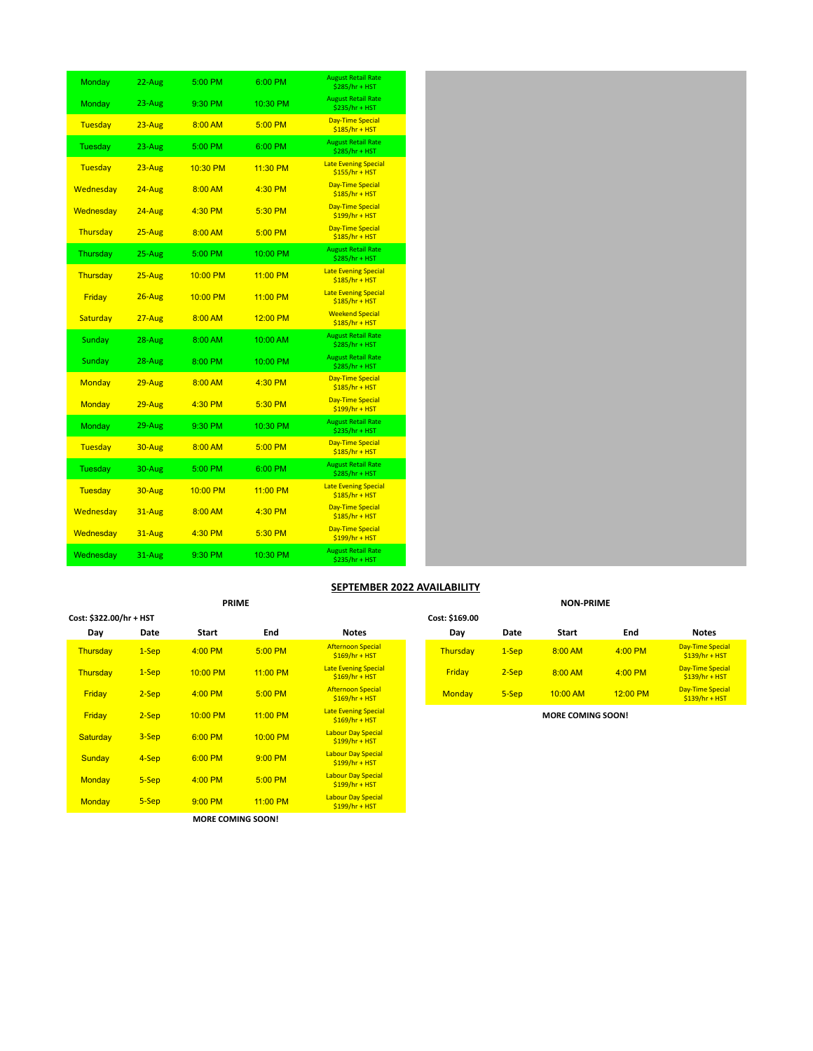| | | | | |
|---|---|---|---|---|
| Monday | 22-Aug | 5:00 PM | 6:00 PM | August Retail Rate $285/hr + HST |
| Monday | 23-Aug | 9:30 PM | 10:30 PM | August Retail Rate $235/hr + HST |
| Tuesday | 23-Aug | 8:00 AM | 5:00 PM | Day-Time Special $185/hr + HST |
| Tuesday | 23-Aug | 5:00 PM | 6:00 PM | August Retail Rate $285/hr + HST |
| Tuesday | 23-Aug | 10:30 PM | 11:30 PM | Late Evening Special $155/hr + HST |
| Wednesday | 24-Aug | 8:00 AM | 4:30 PM | Day-Time Special $185/hr + HST |
| Wednesday | 24-Aug | 4:30 PM | 5:30 PM | Day-Time Special $199/hr + HST |
| Thursday | 25-Aug | 8:00 AM | 5:00 PM | Day-Time Special $185/hr + HST |
| Thursday | 25-Aug | 5:00 PM | 10:00 PM | August Retail Rate $285/hr + HST |
| Thursday | 25-Aug | 10:00 PM | 11:00 PM | Late Evening Special $185/hr + HST |
| Friday | 26-Aug | 10:00 PM | 11:00 PM | Late Evening Special $185/hr + HST |
| Saturday | 27-Aug | 8:00 AM | 12:00 PM | Weekend Special $185/hr + HST |
| Sunday | 28-Aug | 8:00 AM | 10:00 AM | August Retail Rate $285/hr + HST |
| Sunday | 28-Aug | 8:00 PM | 10:00 PM | August Retail Rate $285/hr + HST |
| Monday | 29-Aug | 8:00 AM | 4:30 PM | Day-Time Special $185/hr + HST |
| Monday | 29-Aug | 4:30 PM | 5:30 PM | Day-Time Special $199/hr + HST |
| Monday | 29-Aug | 9:30 PM | 10:30 PM | August Retail Rate $235/hr + HST |
| Tuesday | 30-Aug | 8:00 AM | 5:00 PM | Day-Time Special $185/hr + HST |
| Tuesday | 30-Aug | 5:00 PM | 6:00 PM | August Retail Rate $285/hr + HST |
| Tuesday | 30-Aug | 10:00 PM | 11:00 PM | Late Evening Special $185/hr + HST |
| Wednesday | 31-Aug | 8:00 AM | 4:30 PM | Day-Time Special $185/hr + HST |
| Wednesday | 31-Aug | 4:30 PM | 5:30 PM | Day-Time Special $199/hr + HST |
| Wednesday | 31-Aug | 9:30 PM | 10:30 PM | August Retail Rate $235/hr + HST |

## SEPTEMBER 2022 AVAILABILITY

### PRIME

Cost: $322.00/hr + HST

| Day | Date | Start | End | Notes |
|---|---|---|---|---|
| Thursday | 1-Sep | 4:00 PM | 5:00 PM | Afternoon Special $169/hr + HST |
| Thursday | 1-Sep | 10:00 PM | 11:00 PM | Late Evening Special $169/hr + HST |
| Friday | 2-Sep | 4:00 PM | 5:00 PM | Afternoon Special $169/hr + HST |
| Friday | 2-Sep | 10:00 PM | 11:00 PM | Late Evening Special $169/hr + HST |
| Saturday | 3-Sep | 6:00 PM | 10:00 PM | Labour Day Special $199/hr + HST |
| Sunday | 4-Sep | 6:00 PM | 9:00 PM | Labour Day Special $199/hr + HST |
| Monday | 5-Sep | 4:00 PM | 5:00 PM | Labour Day Special $199/hr + HST |
| Monday | 5-Sep | 9:00 PM | 11:00 PM | Labour Day Special $199/hr + HST |

**MORE COMING SOON!**

### NON-PRIME

Cost: $169.00

| Day | Date | Start | End | Notes |
|---|---|---|---|---|
| Thursday | 1-Sep | 8:00 AM | 4:00 PM | Day-Time Special $139/hr + HST |
| Friday | 2-Sep | 8:00 AM | 4:00 PM | Day-Time Special $139/hr + HST |
| Monday | 5-Sep | 10:00 AM | 12:00 PM | Day-Time Special $139/hr + HST |

**MORE COMING SOON!**